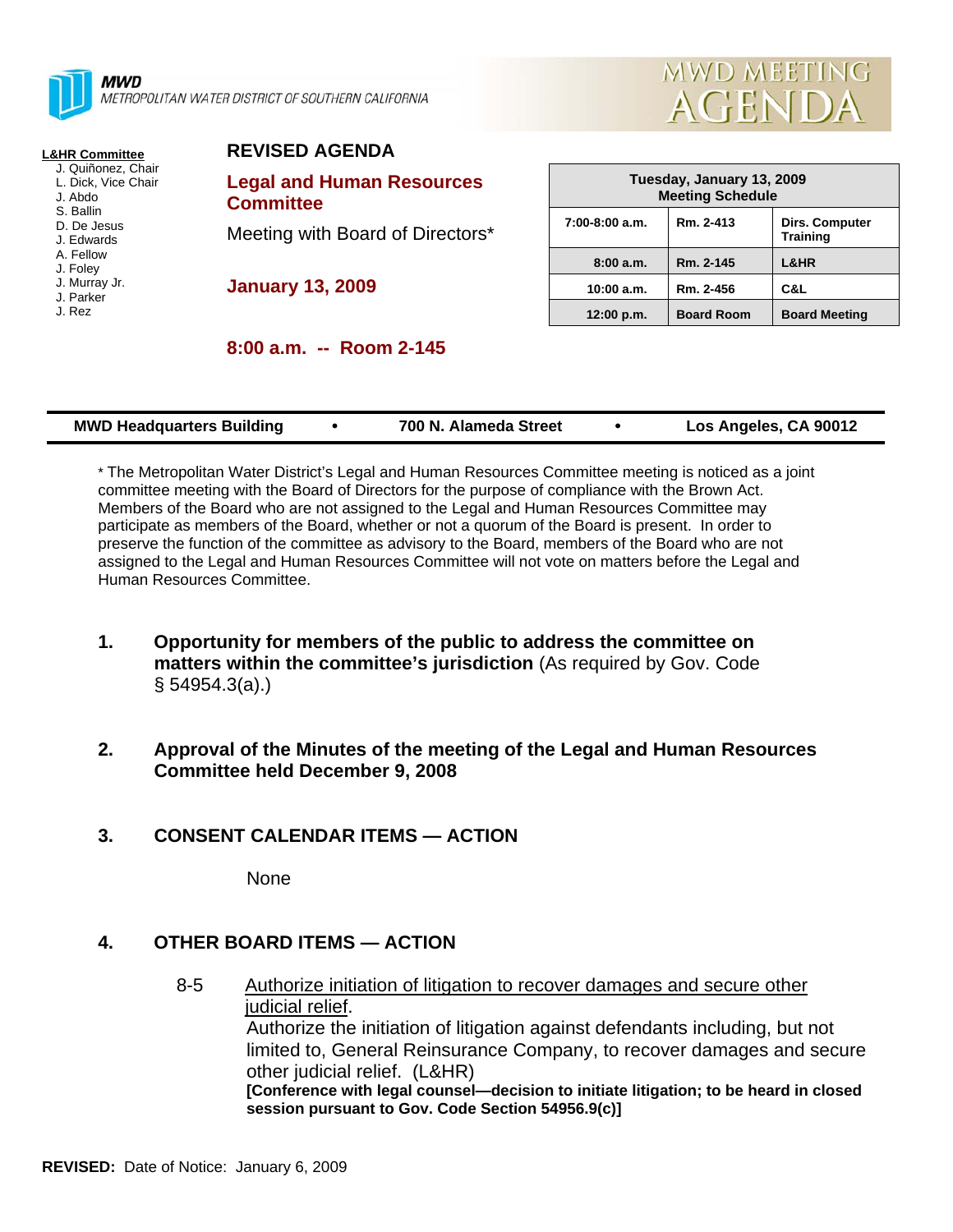MWD
METROPOLITAN WATER DISTRICT OF SOUTHERN CALIFORNIA

# MWD MEETING AGENDA

**L&HR Committee**
- J. Quiñonez, Chair
- L. Dick, Vice Chair
- J. Abdo
- S. Ballin
- D. De Jesus
- J. Edwards
- A. Fellow
- J. Foley
- J. Murray Jr.
- J. Parker
- J. Rez

## REVISED AGENDA

## Legal and Human Resources Committee

Meeting with Board of Directors*

**January 13, 2009**

**8:00 a.m. -- Room 2-145**

| Tuesday, January 13, 2009 Meeting Schedule | | |
|---|---|---|
| 7:00-8:00 a.m. | Rm. 2-413 | Dirs. Computer Training |
| 8:00 a.m. | Rm. 2-145 | L&HR |
| 10:00 a.m. | Rm. 2-456 | C&L |
| 12:00 p.m. | Board Room | Board Meeting |

**MWD Headquarters Building • 700 N. Alameda Street • Los Angeles, CA 90012**

* The Metropolitan Water District's Legal and Human Resources Committee meeting is noticed as a joint committee meeting with the Board of Directors for the purpose of compliance with the Brown Act. Members of the Board who are not assigned to the Legal and Human Resources Committee may participate as members of the Board, whether or not a quorum of the Board is present. In order to preserve the function of the committee as advisory to the Board, members of the Board who are not assigned to the Legal and Human Resources Committee will not vote on matters before the Legal and Human Resources Committee.

1. **Opportunity for members of the public to address the committee on matters within the committee's jurisdiction** (As required by Gov. Code § 54954.3(a).)

2. **Approval of the Minutes of the meeting of the Legal and Human Resources Committee held December 9, 2008**

3. **CONSENT CALENDAR ITEMS — ACTION**

   None

4. **OTHER BOARD ITEMS — ACTION**

   8-5 Authorize initiation of litigation to recover damages and secure other judicial relief.
   Authorize the initiation of litigation against defendants including, but not limited to, General Reinsurance Company, to recover damages and secure other judicial relief. (L&HR)
   **[Conference with legal counsel—decision to initiate litigation; to be heard in closed session pursuant to Gov. Code Section 54956.9(c)]**

**REVISED:** Date of Notice: January 6, 2009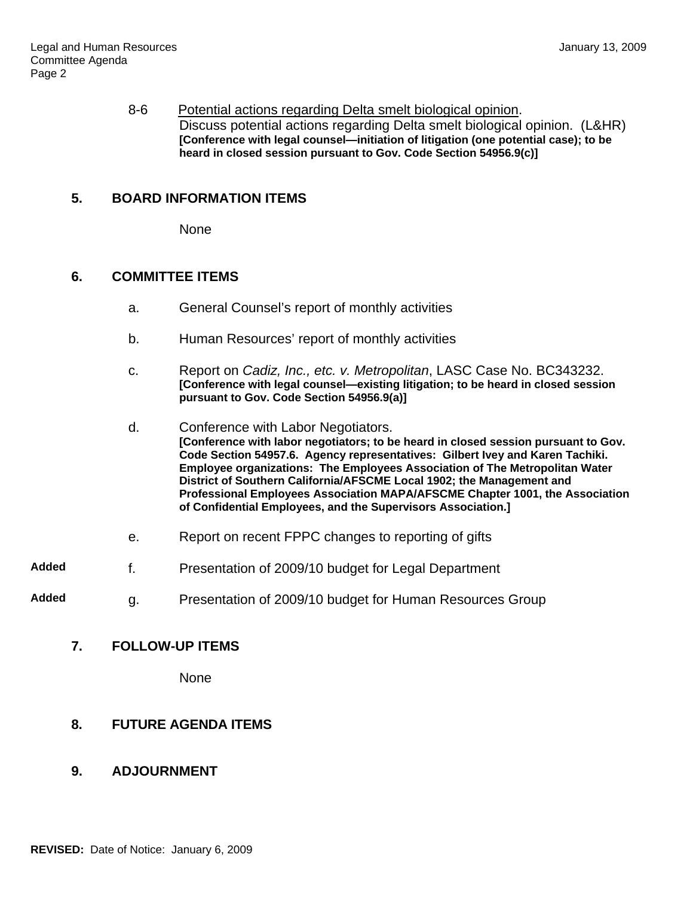8-6 Potential actions regarding Delta smelt biological opinion.
Discuss potential actions regarding Delta smelt biological opinion. (L&HR)
**[Conference with legal counsel—initiation of litigation (one potential case); to be heard in closed session pursuant to Gov. Code Section 54956.9(c)]**

## 5. BOARD INFORMATION ITEMS

None

## 6. COMMITTEE ITEMS

a. General Counsel's report of monthly activities

b. Human Resources' report of monthly activities

c. Report on *Cadiz, Inc., etc. v. Metropolitan*, LASC Case No. BC343232.
**[Conference with legal counsel—existing litigation; to be heard in closed session pursuant to Gov. Code Section 54956.9(a)]**

d. Conference with Labor Negotiators.
**[Conference with labor negotiators; to be heard in closed session pursuant to Gov. Code Section 54957.6. Agency representatives: Gilbert Ivey and Karen Tachiki. Employee organizations: The Employees Association of The Metropolitan Water District of Southern California/AFSCME Local 1902; the Management and Professional Employees Association MAPA/AFSCME Chapter 1001, the Association of Confidential Employees, and the Supervisors Association.]**

e. Report on recent FPPC changes to reporting of gifts

**Added** f. Presentation of 2009/10 budget for Legal Department

**Added** g. Presentation of 2009/10 budget for Human Resources Group

## 7. FOLLOW-UP ITEMS

None

## 8. FUTURE AGENDA ITEMS

## 9. ADJOURNMENT

**REVISED:** Date of Notice: January 6, 2009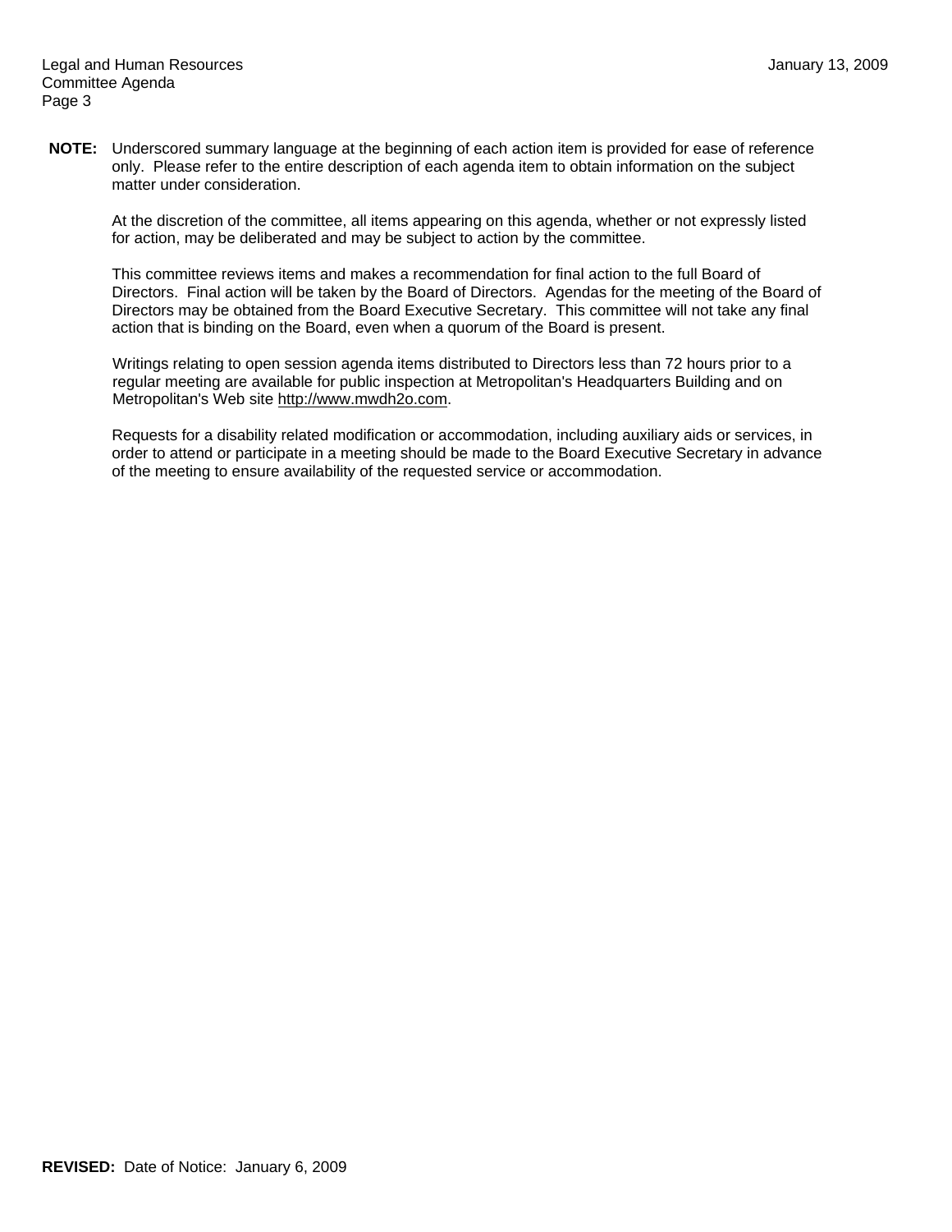**NOTE:** Underscored summary language at the beginning of each action item is provided for ease of reference only. Please refer to the entire description of each agenda item to obtain information on the subject matter under consideration.

At the discretion of the committee, all items appearing on this agenda, whether or not expressly listed for action, may be deliberated and may be subject to action by the committee.

This committee reviews items and makes a recommendation for final action to the full Board of Directors. Final action will be taken by the Board of Directors. Agendas for the meeting of the Board of Directors may be obtained from the Board Executive Secretary. This committee will not take any final action that is binding on the Board, even when a quorum of the Board is present.

Writings relating to open session agenda items distributed to Directors less than 72 hours prior to a regular meeting are available for public inspection at Metropolitan's Headquarters Building and on Metropolitan's Web site http://www.mwdh2o.com.

Requests for a disability related modification or accommodation, including auxiliary aids or services, in order to attend or participate in a meeting should be made to the Board Executive Secretary in advance of the meeting to ensure availability of the requested service or accommodation.

**REVISED:** Date of Notice: January 6, 2009